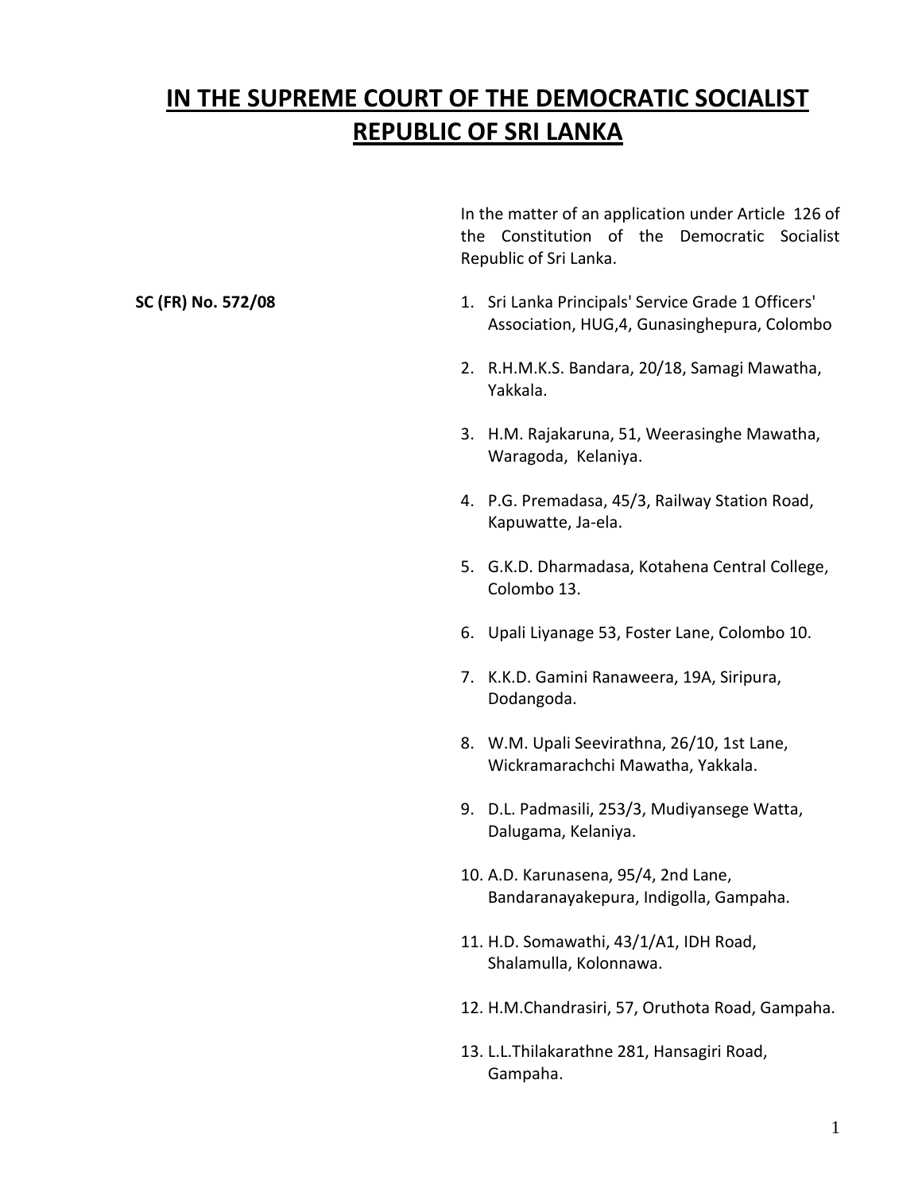# IN THE SUPREME COURT OF THE DEMOCRATIC SOCIALIST REPUBLIC OF SRI LANKA

In the matter of an application under Article 126 of the Constitution of the Democratic Socialist Republic of Sri Lanka.

**SC (FR) No. 572/08**

1. Sri Lanka Principals' Service Grade 1 Officers' Association, HUG,4, Gunasinghepura, Colombo
2. R.H.M.K.S. Bandara, 20/18, Samagi Mawatha, Yakkala.
3. H.M. Rajakaruna, 51, Weerasinghe Mawatha, Waragoda, Kelaniya.
4. P.G. Premadasa, 45/3, Railway Station Road, Kapuwatte, Ja-ela.
5. G.K.D. Dharmadasa, Kotahena Central College, Colombo 13.
6. Upali Liyanage 53, Foster Lane, Colombo 10.
7. K.K.D. Gamini Ranaweera, 19A, Siripura, Dodangoda.
8. W.M. Upali Seevirathna, 26/10, 1st Lane, Wickramarachchi Mawatha, Yakkala.
9. D.L. Padmasili, 253/3, Mudiyansege Watta, Dalugama, Kelaniya.
10. A.D. Karunasena, 95/4, 2nd Lane, Bandaranayakepura, Indigolla, Gampaha.
11. H.D. Somawathi, 43/1/A1, IDH Road, Shalamulla, Kolonnawa.
12. H.M.Chandrasiri, 57, Oruthota Road, Gampaha.
13. L.L.Thilakarathne 281, Hansagiri Road, Gampaha.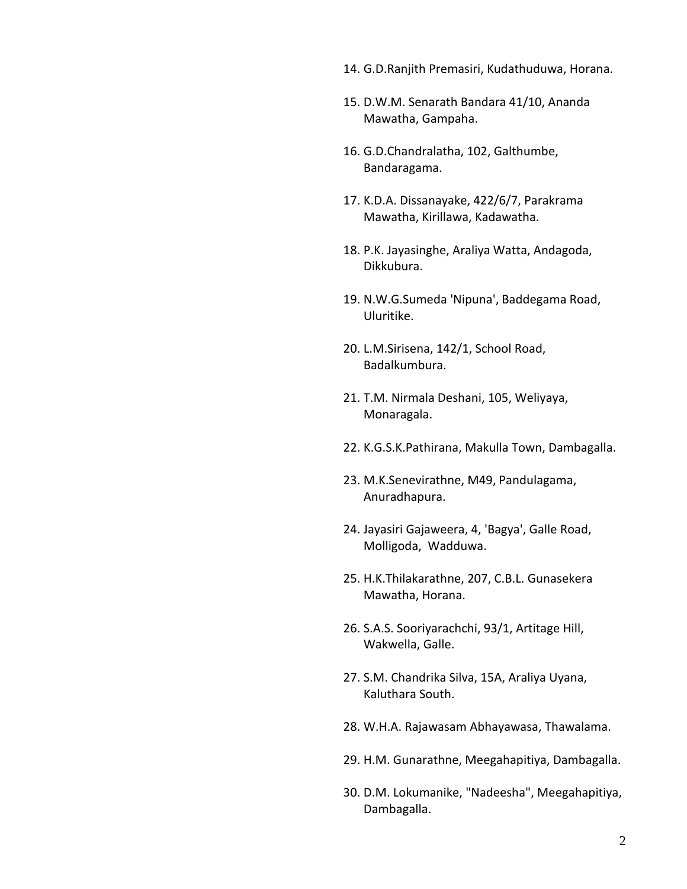14. G.D.Ranjith Premasiri, Kudathuduwa, Horana.

15. D.W.M. Senarath Bandara 41/10, Ananda Mawatha, Gampaha.

16. G.D.Chandralatha, 102, Galthumbe, Bandaragama.

17. K.D.A. Dissanayake, 422/6/7, Parakrama Mawatha, Kirillawa, Kadawatha.

18. P.K. Jayasinghe, Araliya Watta, Andagoda, Dikkubura.

19. N.W.G.Sumeda 'Nipuna', Baddegama Road, Uluritike.

20. L.M.Sirisena, 142/1, School Road, Badalkumbura.

21. T.M. Nirmala Deshani, 105, Weliyaya, Monaragala.

22. K.G.S.K.Pathirana, Makulla Town, Dambagalla.

23. M.K.Senevirathne, M49, Pandulagama, Anuradhapura.

24. Jayasiri Gajaweera, 4, 'Bagya', Galle Road, Molligoda, Wadduwa.

25. H.K.Thilakarathne, 207, C.B.L. Gunasekera Mawatha, Horana.

26. S.A.S. Sooriyarachchi, 93/1, Artitage Hill, Wakwella, Galle.

27. S.M. Chandrika Silva, 15A, Araliya Uyana, Kaluthara South.

28. W.H.A. Rajawasam Abhayawasa, Thawalama.

29. H.M. Gunarathne, Meegahapitiya, Dambagalla.

30. D.M. Lokumanike, "Nadeesha", Meegahapitiya, Dambagalla.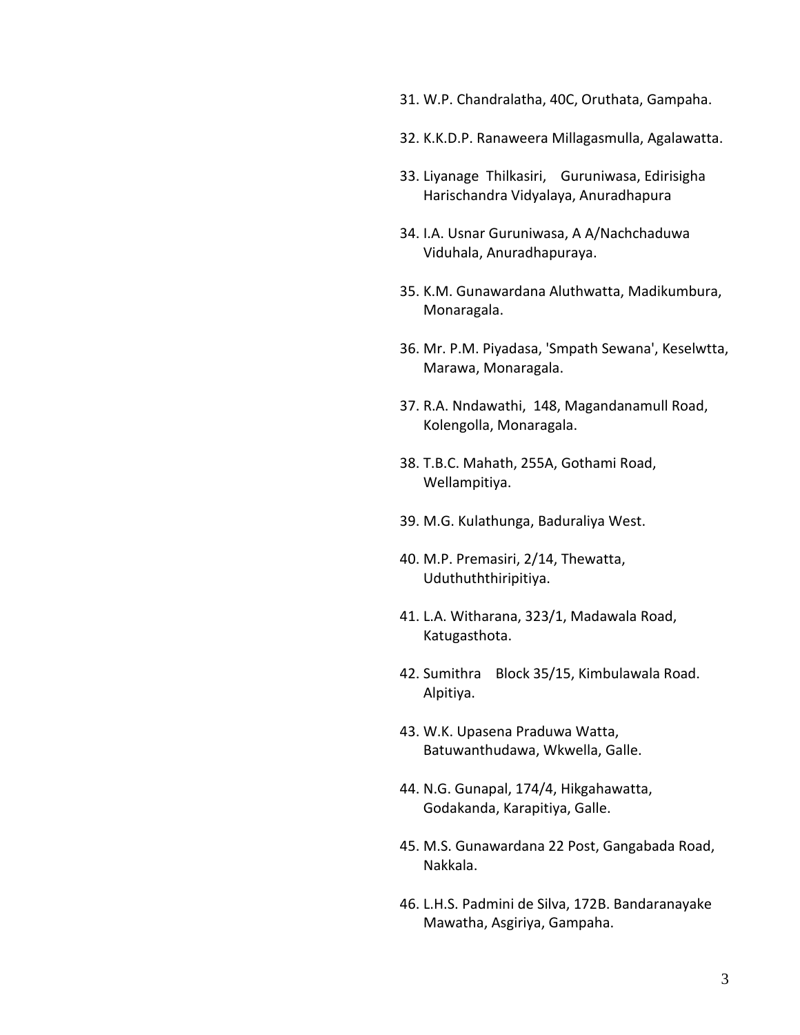31. W.P. Chandralatha, 40C, Oruthata, Gampaha.
32. K.K.D.P. Ranaweera Millagasmulla, Agalawatta.
33. Liyanage Thilkasiri, Guruniwasa, Edirisigha Harischandra Vidyalaya, Anuradhapura
34. I.A. Usnar Guruniwasa, A A/Nachchaduwa Viduhala, Anuradhapuraya.
35. K.M. Gunawardana Aluthwatta, Madikumbura, Monaragala.
36. Mr. P.M. Piyadasa, 'Smpath Sewana', Keselwtta, Marawa, Monaragala.
37. R.A. Nndawathi, 148, Magandanamull Road, Kolengolla, Monaragala.
38. T.B.C. Mahath, 255A, Gothami Road, Wellampitiya.
39. M.G. Kulathunga, Baduraliya West.
40. M.P. Premasiri, 2/14, Thewatta, Uduthuththiripitiya.
41. L.A. Witharana, 323/1, Madawala Road, Katugasthota.
42. Sumithra Block 35/15, Kimbulawala Road. Alpitiya.
43. W.K. Upasena Praduwa Watta, Batuwanthudawa, Wkwella, Galle.
44. N.G. Gunapal, 174/4, Hikgahawatta, Godakanda, Karapitiya, Galle.
45. M.S. Gunawardana 22 Post, Gangabada Road, Nakkala.
46. L.H.S. Padmini de Silva, 172B. Bandaranayake Mawatha, Asgiriya, Gampaha.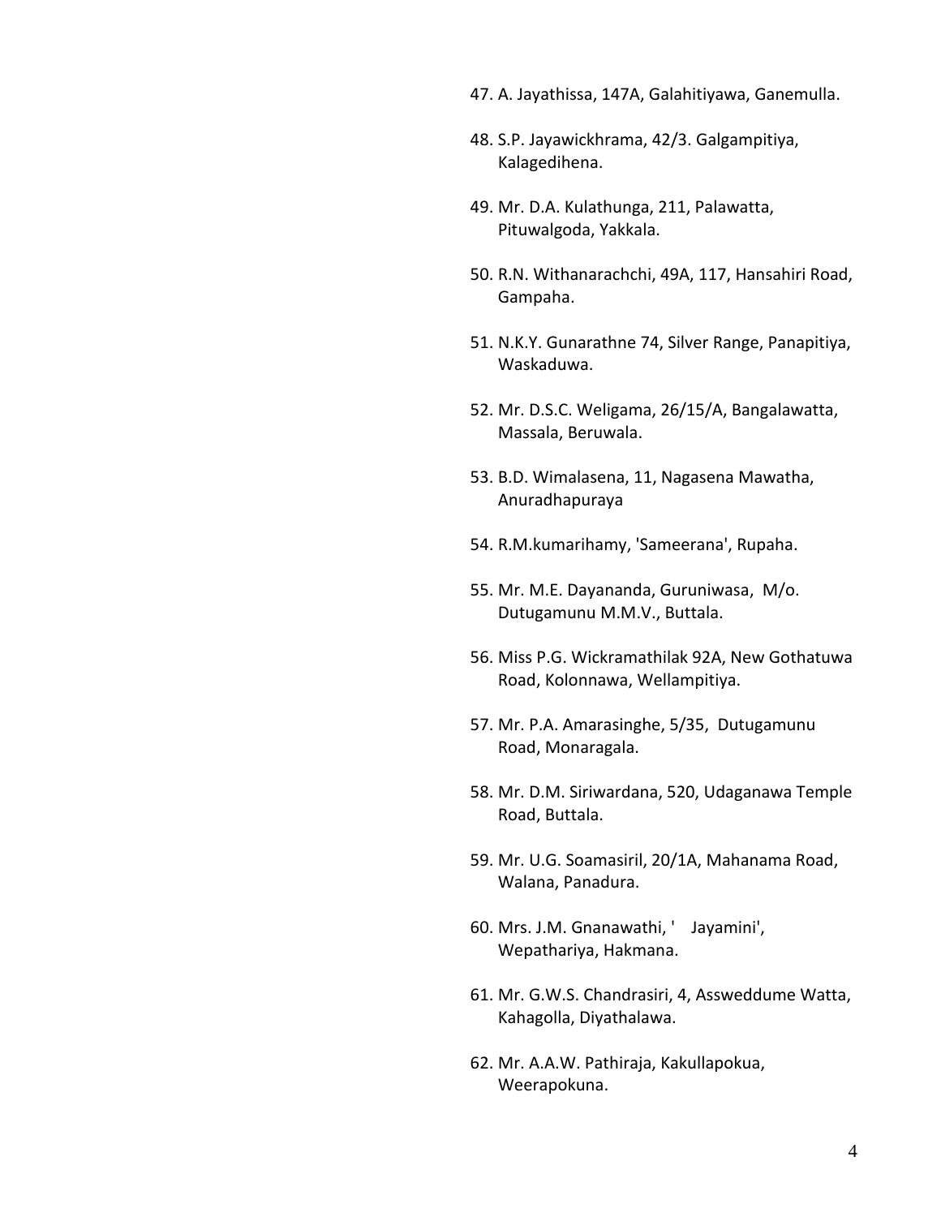47. A. Jayathissa, 147A, Galahitiyawa, Ganemulla.
48. S.P. Jayawickhrama, 42/3. Galgampitiya, Kalagedihena.
49. Mr. D.A. Kulathunga, 211, Palawatta, Pituwalgoda, Yakkala.
50. R.N. Withanarachchi, 49A, 117, Hansahiri Road, Gampaha.
51. N.K.Y. Gunarathne 74, Silver Range, Panapitiya, Waskaduwa.
52. Mr. D.S.C. Weligama, 26/15/A, Bangalawatta, Massala, Beruwala.
53. B.D. Wimalasena, 11, Nagasena Mawatha, Anuradhapuraya
54. R.M.kumarihamy, 'Sameerana', Rupaha.
55. Mr. M.E. Dayananda, Guruniwasa, M/o. Dutugamunu M.M.V., Buttala.
56. Miss P.G. Wickramathilak 92A, New Gothatuwa Road, Kolonnawa, Wellampitiya.
57. Mr. P.A. Amarasinghe, 5/35, Dutugamunu Road, Monaragala.
58. Mr. D.M. Siriwardana, 520, Udaganawa Temple Road, Buttala.
59. Mr. U.G. Soamasiril, 20/1A, Mahanama Road, Walana, Panadura.
60. Mrs. J.M. Gnanawathi, ' Jayamini', Wepathariya, Hakmana.
61. Mr. G.W.S. Chandrasiri, 4, Assweddume Watta, Kahagolla, Diyathalawa.
62. Mr. A.A.W. Pathiraja, Kakullapokua, Weerapokuna.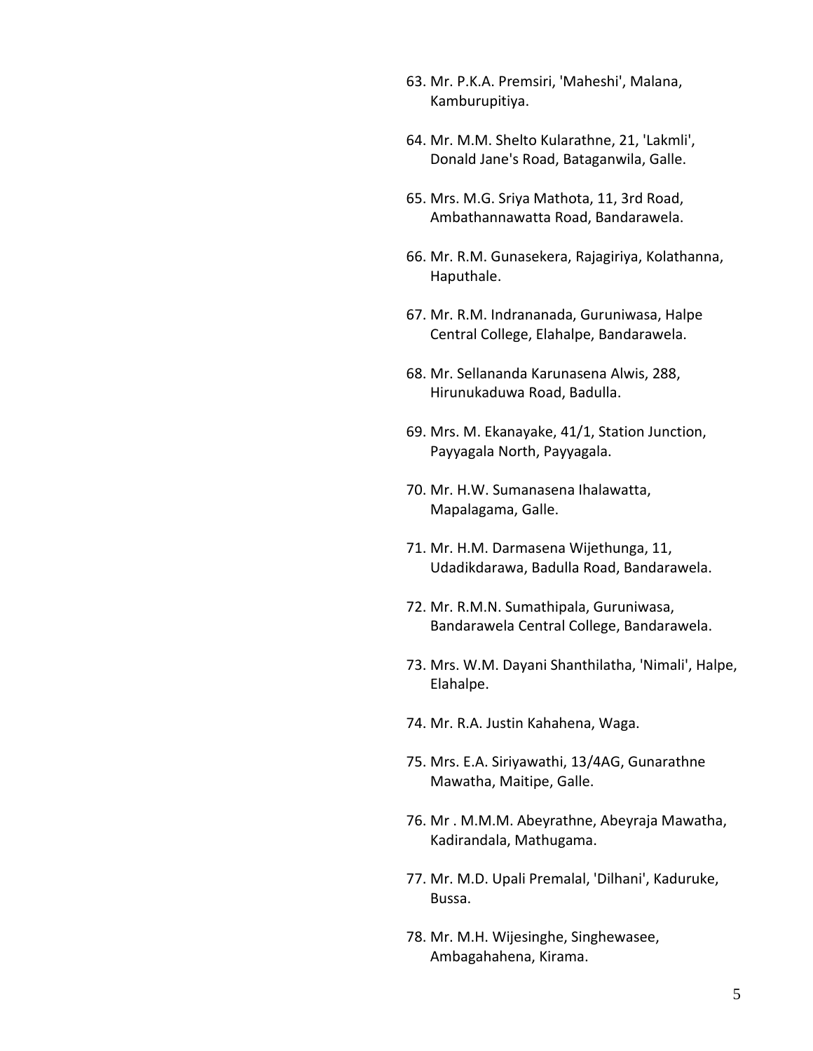63. Mr. P.K.A. Premsiri, 'Maheshi', Malana, Kamburupitiya.

64. Mr. M.M. Shelto Kularathne, 21, 'Lakmli', Donald Jane's Road, Bataganwila, Galle.

65. Mrs. M.G. Sriya Mathota, 11, 3rd Road, Ambathannawatta Road, Bandarawela.

66. Mr. R.M. Gunasekera, Rajagiriya, Kolathanna, Haputhale.

67. Mr. R.M. Indrananada, Guruniwasa, Halpe Central College, Elahalpe, Bandarawela.

68. Mr. Sellananda Karunasena Alwis, 288, Hirunukaduwa Road, Badulla.

69. Mrs. M. Ekanayake, 41/1, Station Junction, Payyagala North, Payyagala.

70. Mr. H.W. Sumanasena Ihalawatta, Mapalagama, Galle.

71. Mr. H.M. Darmasena Wijethunga, 11, Udadikdarawa, Badulla Road, Bandarawela.

72. Mr. R.M.N. Sumathipala, Guruniwasa, Bandarawela Central College, Bandarawela.

73. Mrs. W.M. Dayani Shanthilatha, 'Nimali', Halpe, Elahalpe.

74. Mr. R.A. Justin Kahahena, Waga.

75. Mrs. E.A. Siriyawathi, 13/4AG, Gunarathne Mawatha, Maitipe, Galle.

76. Mr . M.M.M. Abeyrathne, Abeyraja Mawatha, Kadirandala, Mathugama.

77. Mr. M.D. Upali Premalal, 'Dilhani', Kaduruke, Bussa.

78. Mr. M.H. Wijesinghe, Singhewasee, Ambagahahena, Kirama.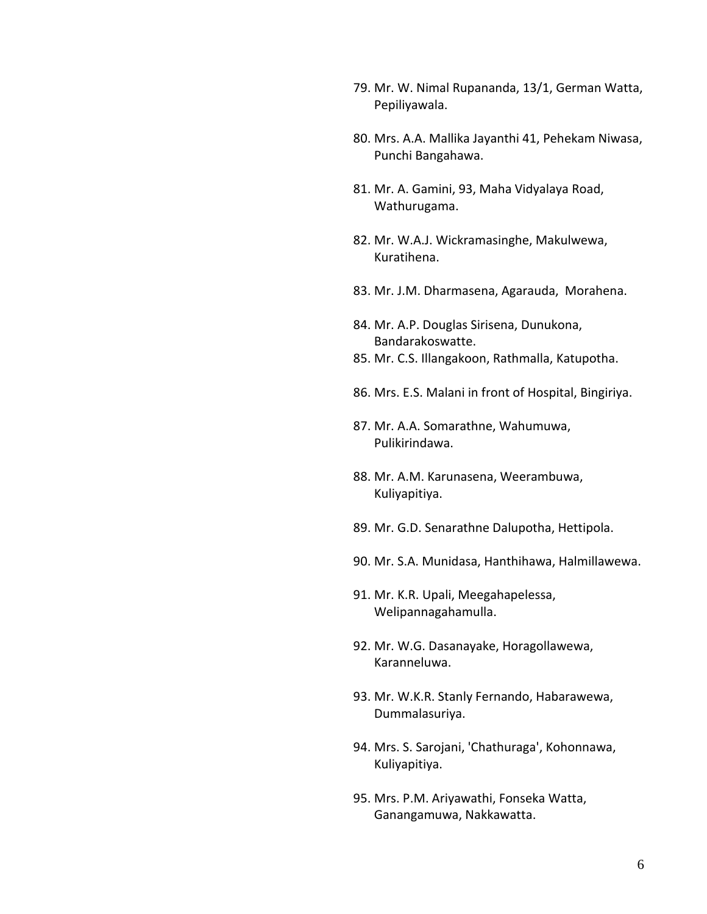79. Mr. W. Nimal Rupananda, 13/1, German Watta, Pepiliyawala.

80. Mrs. A.A. Mallika Jayanthi 41, Pehekam Niwasa, Punchi Bangahawa.

81. Mr. A. Gamini, 93, Maha Vidyalaya Road, Wathurugama.

82. Mr. W.A.J. Wickramasinghe, Makulwewa, Kuratihena.

83. Mr. J.M. Dharmasena, Agarauda, Morahena.

84. Mr. A.P. Douglas Sirisena, Dunukona, Bandarakoswatte.

85. Mr. C.S. Illangakoon, Rathmalla, Katupotha.

86. Mrs. E.S. Malani in front of Hospital, Bingiriya.

87. Mr. A.A. Somarathne, Wahumuwa, Pulikirindawa.

88. Mr. A.M. Karunasena, Weerambuwa, Kuliyapitiya.

89. Mr. G.D. Senarathne Dalupotha, Hettipola.

90. Mr. S.A. Munidasa, Hanthihawa, Halmillawewa.

91. Mr. K.R. Upali, Meegahapelessa, Welipannagahamulla.

92. Mr. W.G. Dasanayake, Horagollawewa, Karanneluwa.

93. Mr. W.K.R. Stanly Fernando, Habarawewa, Dummalasuriya.

94. Mrs. S. Sarojani, 'Chathuraga', Kohonnawa, Kuliyapitiya.

95. Mrs. P.M. Ariyawathi, Fonseka Watta, Ganangamuwa, Nakkawatta.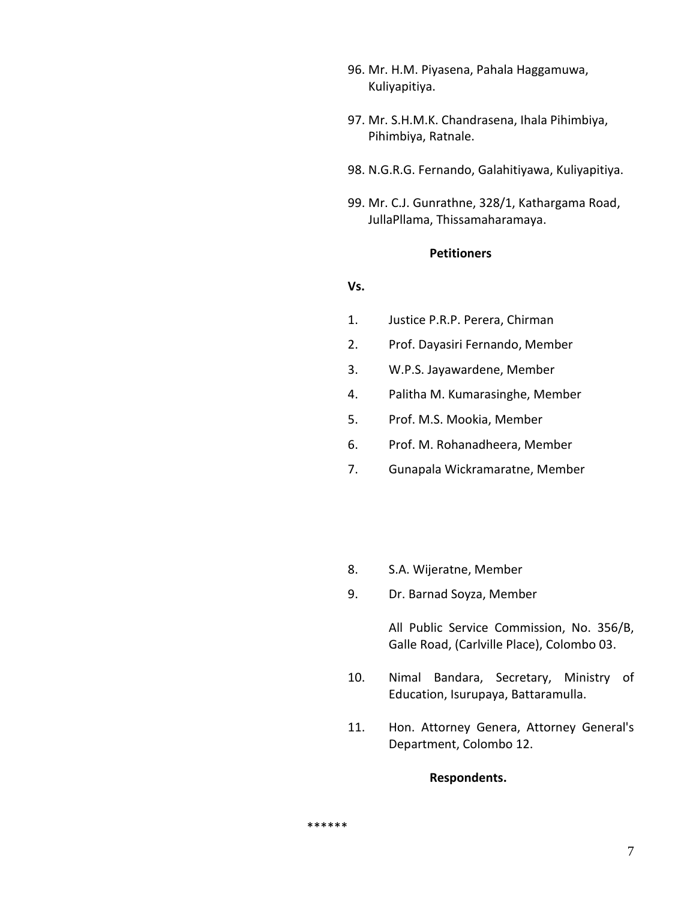96. Mr. H.M. Piyasena, Pahala Haggamuwa, Kuliyapitiya.

97. Mr. S.H.M.K. Chandrasena, Ihala Pihimbiya, Pihimbiya, Ratnale.

98. N.G.R.G. Fernando, Galahitiyawa, Kuliyapitiya.

99. Mr. C.J. Gunrathne, 328/1, Kathargama Road, JullaPllama, Thissamaharamaya.

**Petitioners**

**Vs.**

1. Justice P.R.P. Perera, Chirman
2. Prof. Dayasiri Fernando, Member
3. W.P.S. Jayawardene, Member
4. Palitha M. Kumarasinghe, Member
5. Prof. M.S. Mookia, Member
6. Prof. M. Rohanadheera, Member
7. Gunapala Wickramaratne, Member
8. S.A. Wijeratne, Member
9. Dr. Barnad Soyza, Member

   All Public Service Commission, No. 356/B, Galle Road, (Carlville Place), Colombo 03.

10. Nimal Bandara, Secretary, Ministry of Education, Isurupaya, Battaramulla.
11. Hon. Attorney Genera, Attorney General's Department, Colombo 12.

**Respondents.**

******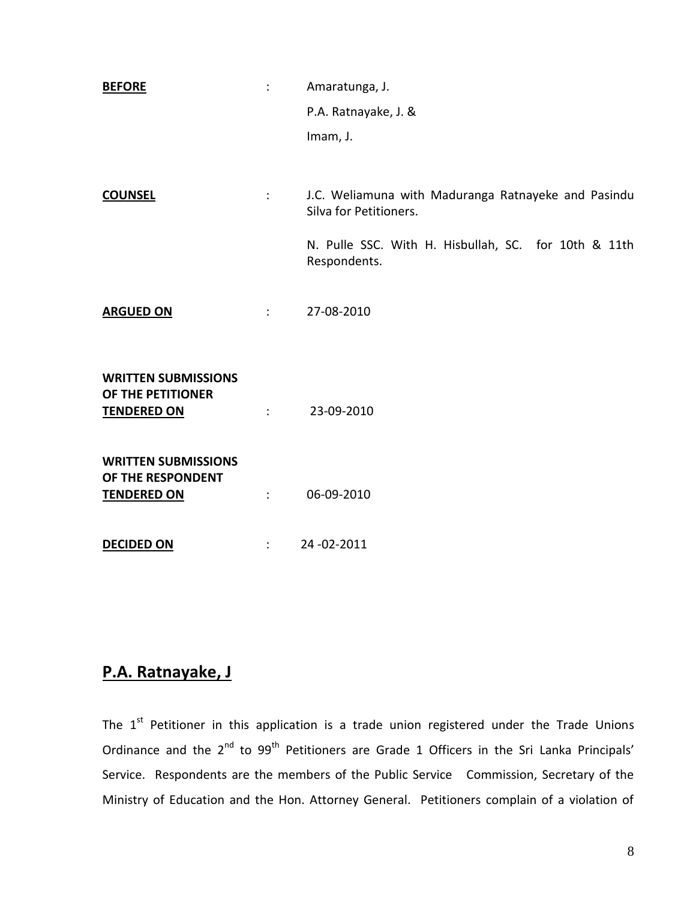**BEFORE** : Amaratunga, J.

P.A. Ratnayake, J. &

Imam, J.

**COUNSEL** : J.C. Weliamuna with Maduranga Ratnayeke and Pasindu Silva for Petitioners.

N. Pulle SSC. With H. Hisbullah, SC. for 10th & 11th Respondents.

**ARGUED ON** : 27-08-2010

**WRITTEN SUBMISSIONS OF THE PETITIONER TENDERED ON** : 23-09-2010

**WRITTEN SUBMISSIONS OF THE RESPONDENT TENDERED ON** : 06-09-2010

**DECIDED ON** : 24 -02-2011

## P.A. Ratnayake, J

The 1st Petitioner in this application is a trade union registered under the Trade Unions Ordinance and the 2nd to 99th Petitioners are Grade 1 Officers in the Sri Lanka Principals' Service. Respondents are the members of the Public Service Commission, Secretary of the Ministry of Education and the Hon. Attorney General. Petitioners complain of a violation of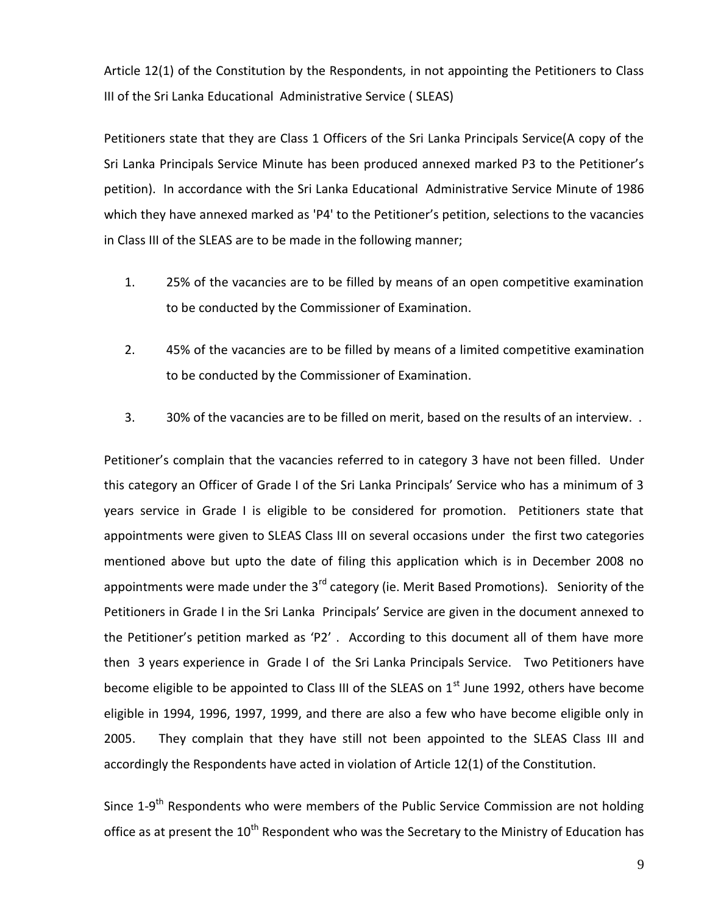Article 12(1) of the Constitution by the Respondents, in not appointing the Petitioners to Class III of the Sri Lanka Educational Administrative Service ( SLEAS)

Petitioners state that they are Class 1 Officers of the Sri Lanka Principals Service(A copy of the Sri Lanka Principals Service Minute has been produced annexed marked P3 to the Petitioner's petition). In accordance with the Sri Lanka Educational Administrative Service Minute of 1986 which they have annexed marked as 'P4' to the Petitioner's petition, selections to the vacancies in Class III of the SLEAS are to be made in the following manner;

1. 25% of the vacancies are to be filled by means of an open competitive examination to be conducted by the Commissioner of Examination.

2. 45% of the vacancies are to be filled by means of a limited competitive examination to be conducted by the Commissioner of Examination.

3. 30% of the vacancies are to be filled on merit, based on the results of an interview. .

Petitioner's complain that the vacancies referred to in category 3 have not been filled. Under this category an Officer of Grade I of the Sri Lanka Principals' Service who has a minimum of 3 years service in Grade I is eligible to be considered for promotion. Petitioners state that appointments were given to SLEAS Class III on several occasions under the first two categories mentioned above but upto the date of filing this application which is in December 2008 no appointments were made under the 3rd category (ie. Merit Based Promotions). Seniority of the Petitioners in Grade I in the Sri Lanka Principals' Service are given in the document annexed to the Petitioner's petition marked as 'P2' . According to this document all of them have more then 3 years experience in Grade I of the Sri Lanka Principals Service. Two Petitioners have become eligible to be appointed to Class III of the SLEAS on 1st June 1992, others have become eligible in 1994, 1996, 1997, 1999, and there are also a few who have become eligible only in 2005. They complain that they have still not been appointed to the SLEAS Class III and accordingly the Respondents have acted in violation of Article 12(1) of the Constitution.

Since 1-9th Respondents who were members of the Public Service Commission are not holding office as at present the 10th Respondent who was the Secretary to the Ministry of Education has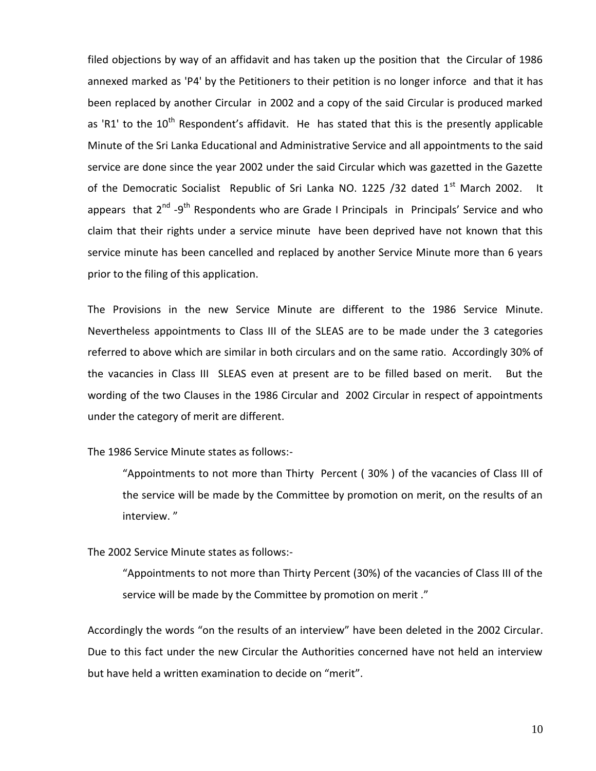filed objections by way of an affidavit and has taken up the position that the Circular of 1986 annexed marked as 'P4' by the Petitioners to their petition is no longer inforce and that it has been replaced by another Circular in 2002 and a copy of the said Circular is produced marked as 'R1' to the 10th Respondent's affidavit. He has stated that this is the presently applicable Minute of the Sri Lanka Educational and Administrative Service and all appointments to the said service are done since the year 2002 under the said Circular which was gazetted in the Gazette of the Democratic Socialist Republic of Sri Lanka NO. 1225 /32 dated 1st March 2002. It appears that 2nd -9th Respondents who are Grade I Principals in Principals' Service and who claim that their rights under a service minute have been deprived have not known that this service minute has been cancelled and replaced by another Service Minute more than 6 years prior to the filing of this application.

The Provisions in the new Service Minute are different to the 1986 Service Minute. Nevertheless appointments to Class III of the SLEAS are to be made under the 3 categories referred to above which are similar in both circulars and on the same ratio. Accordingly 30% of the vacancies in Class III SLEAS even at present are to be filled based on merit. But the wording of the two Clauses in the 1986 Circular and 2002 Circular in respect of appointments under the category of merit are different.

The 1986 Service Minute states as follows:-

> "Appointments to not more than Thirty Percent ( 30% ) of the vacancies of Class III of the service will be made by the Committee by promotion on merit, on the results of an interview. "

The 2002 Service Minute states as follows:-

> "Appointments to not more than Thirty Percent (30%) of the vacancies of Class III of the service will be made by the Committee by promotion on merit ."

Accordingly the words "on the results of an interview" have been deleted in the 2002 Circular. Due to this fact under the new Circular the Authorities concerned have not held an interview but have held a written examination to decide on "merit".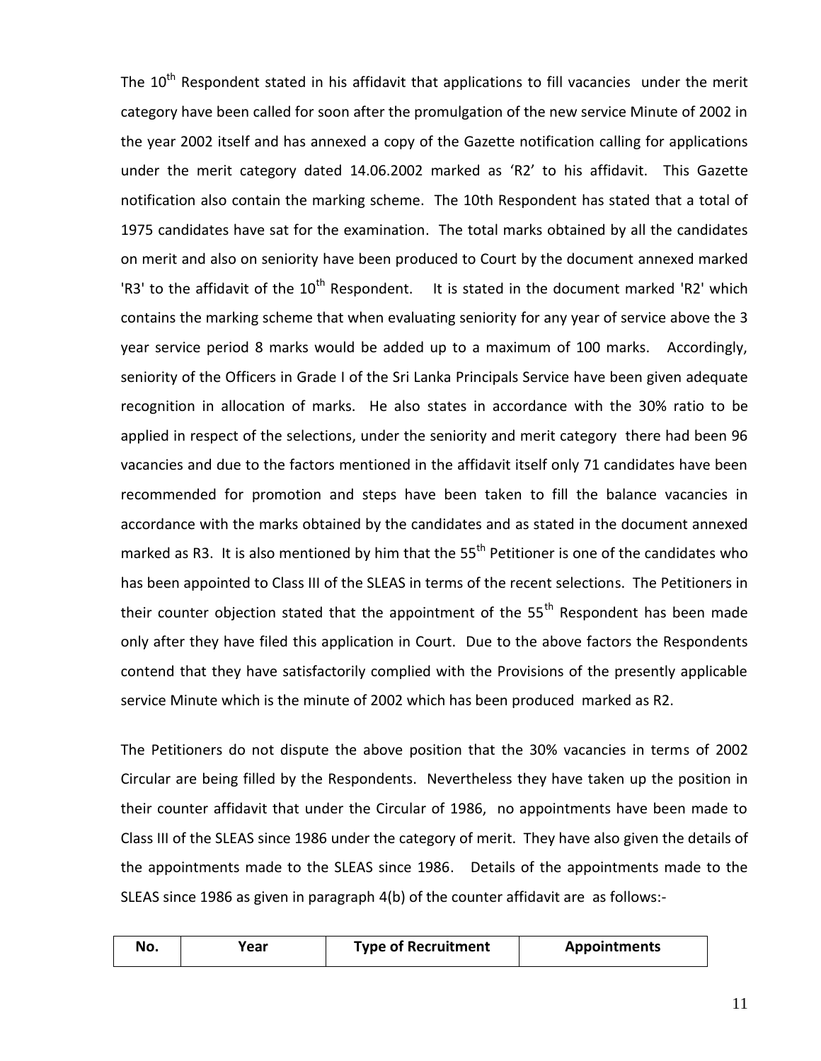The 10th Respondent stated in his affidavit that applications to fill vacancies under the merit category have been called for soon after the promulgation of the new service Minute of 2002 in the year 2002 itself and has annexed a copy of the Gazette notification calling for applications under the merit category dated 14.06.2002 marked as 'R2' to his affidavit. This Gazette notification also contain the marking scheme. The 10th Respondent has stated that a total of 1975 candidates have sat for the examination. The total marks obtained by all the candidates on merit and also on seniority have been produced to Court by the document annexed marked 'R3' to the affidavit of the 10th Respondent. It is stated in the document marked 'R2' which contains the marking scheme that when evaluating seniority for any year of service above the 3 year service period 8 marks would be added up to a maximum of 100 marks. Accordingly, seniority of the Officers in Grade I of the Sri Lanka Principals Service have been given adequate recognition in allocation of marks. He also states in accordance with the 30% ratio to be applied in respect of the selections, under the seniority and merit category there had been 96 vacancies and due to the factors mentioned in the affidavit itself only 71 candidates have been recommended for promotion and steps have been taken to fill the balance vacancies in accordance with the marks obtained by the candidates and as stated in the document annexed marked as R3. It is also mentioned by him that the 55th Petitioner is one of the candidates who has been appointed to Class III of the SLEAS in terms of the recent selections. The Petitioners in their counter objection stated that the appointment of the 55th Respondent has been made only after they have filed this application in Court. Due to the above factors the Respondents contend that they have satisfactorily complied with the Provisions of the presently applicable service Minute which is the minute of 2002 which has been produced marked as R2.

The Petitioners do not dispute the above position that the 30% vacancies in terms of 2002 Circular are being filled by the Respondents. Nevertheless they have taken up the position in their counter affidavit that under the Circular of 1986, no appointments have been made to Class III of the SLEAS since 1986 under the category of merit. They have also given the details of the appointments made to the SLEAS since 1986. Details of the appointments made to the SLEAS since 1986 as given in paragraph 4(b) of the counter affidavit are as follows:-

| No. | Year | Type of Recruitment | Appointments |
| --- | --- | --- | --- |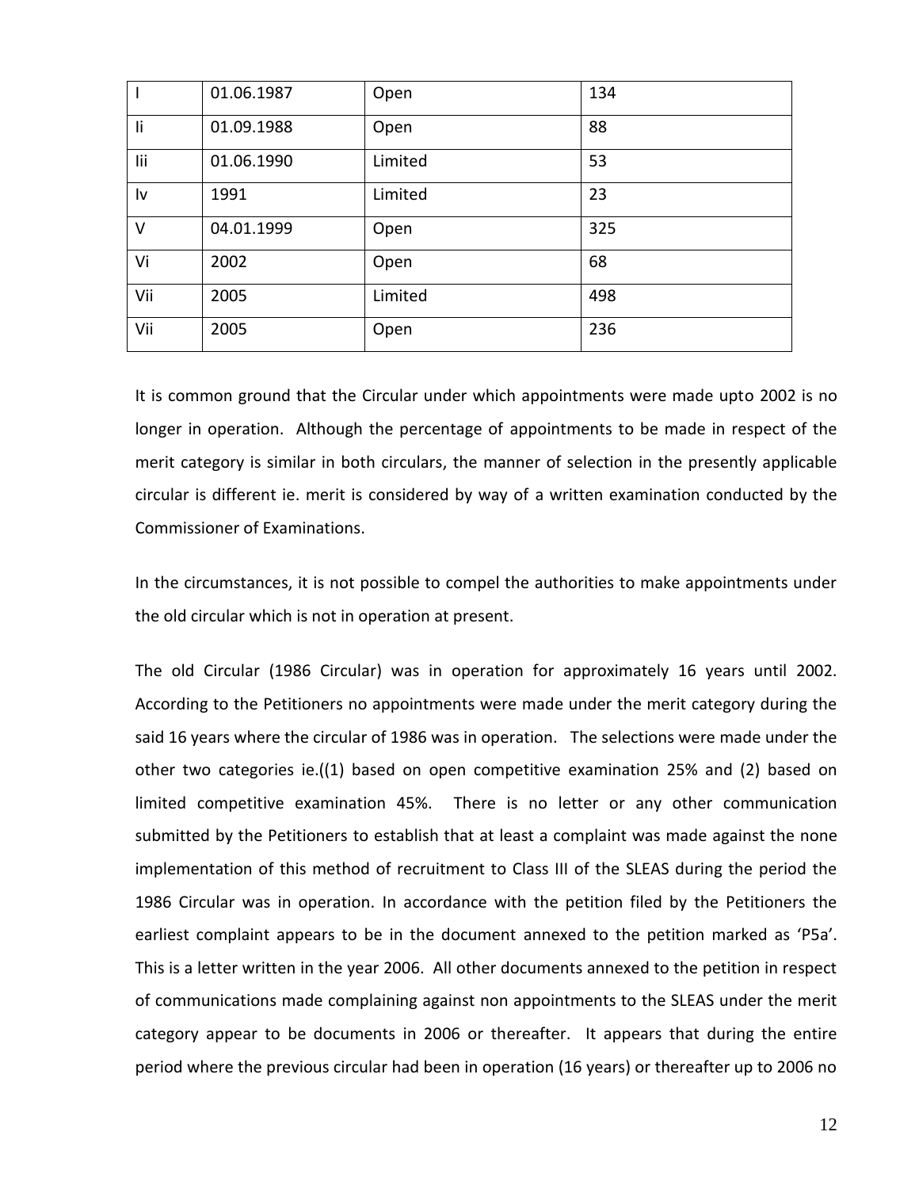| I | 01.06.1987 | Open | 134 |
|---|---|---|---|
| Ii | 01.09.1988 | Open | 88 |
| Iii | 01.06.1990 | Limited | 53 |
| Iv | 1991 | Limited | 23 |
| V | 04.01.1999 | Open | 325 |
| Vi | 2002 | Open | 68 |
| Vii | 2005 | Limited | 498 |
| Vii | 2005 | Open | 236 |

It is common ground that the Circular under which appointments were made upto 2002 is no longer in operation. Although the percentage of appointments to be made in respect of the merit category is similar in both circulars, the manner of selection in the presently applicable circular is different ie. merit is considered by way of a written examination conducted by the Commissioner of Examinations.

In the circumstances, it is not possible to compel the authorities to make appointments under the old circular which is not in operation at present.

The old Circular (1986 Circular) was in operation for approximately 16 years until 2002. According to the Petitioners no appointments were made under the merit category during the said 16 years where the circular of 1986 was in operation. The selections were made under the other two categories ie.((1) based on open competitive examination 25% and (2) based on limited competitive examination 45%. There is no letter or any other communication submitted by the Petitioners to establish that at least a complaint was made against the none implementation of this method of recruitment to Class III of the SLEAS during the period the 1986 Circular was in operation. In accordance with the petition filed by the Petitioners the earliest complaint appears to be in the document annexed to the petition marked as 'P5a'. This is a letter written in the year 2006. All other documents annexed to the petition in respect of communications made complaining against non appointments to the SLEAS under the merit category appear to be documents in 2006 or thereafter. It appears that during the entire period where the previous circular had been in operation (16 years) or thereafter up to 2006 no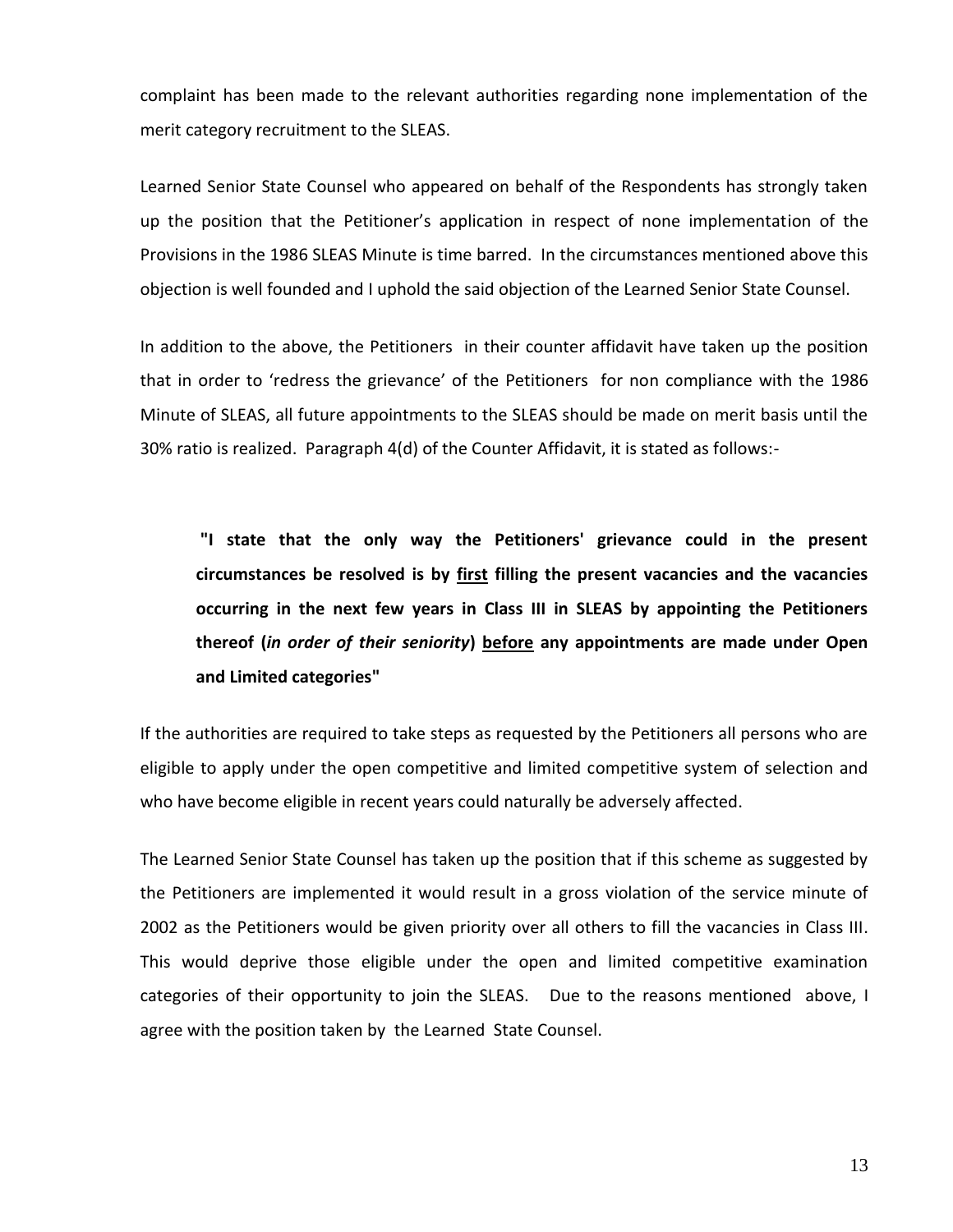complaint has been made to the relevant authorities regarding none implementation of the merit category recruitment to the SLEAS.

Learned Senior State Counsel who appeared on behalf of the Respondents has strongly taken up the position that the Petitioner's application in respect of none implementation of the Provisions in the 1986 SLEAS Minute is time barred. In the circumstances mentioned above this objection is well founded and I uphold the said objection of the Learned Senior State Counsel.

In addition to the above, the Petitioners in their counter affidavit have taken up the position that in order to 'redress the grievance' of the Petitioners for non compliance with the 1986 Minute of SLEAS, all future appointments to the SLEAS should be made on merit basis until the 30% ratio is realized. Paragraph 4(d) of the Counter Affidavit, it is stated as follows:-

> **"I state that the only way the Petitioners' grievance could in the present circumstances be resolved is by <u>first</u> filling the present vacancies and the vacancies occurring in the next few years in Class III in SLEAS by appointing the Petitioners thereof (*in order of their seniority*) <u>before</u> any appointments are made under Open and Limited categories"**

If the authorities are required to take steps as requested by the Petitioners all persons who are eligible to apply under the open competitive and limited competitive system of selection and who have become eligible in recent years could naturally be adversely affected.

The Learned Senior State Counsel has taken up the position that if this scheme as suggested by the Petitioners are implemented it would result in a gross violation of the service minute of 2002 as the Petitioners would be given priority over all others to fill the vacancies in Class III. This would deprive those eligible under the open and limited competitive examination categories of their opportunity to join the SLEAS. Due to the reasons mentioned above, I agree with the position taken by the Learned State Counsel.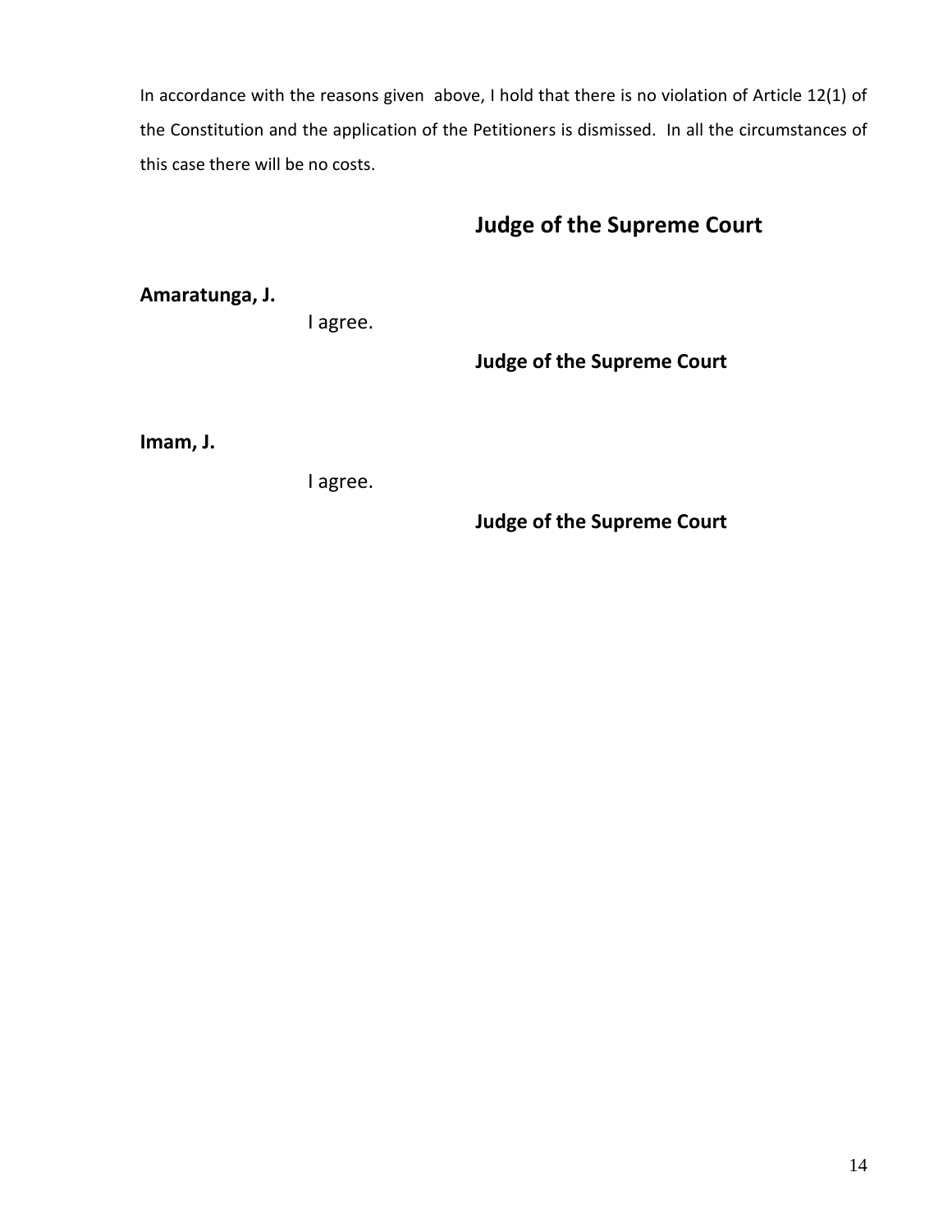In accordance with the reasons given above, I hold that there is no violation of Article 12(1) of the Constitution and the application of the Petitioners is dismissed. In all the circumstances of this case there will be no costs.

**Judge of the Supreme Court**

**Amaratunga, J.**

I agree.

**Judge of the Supreme Court**

**Imam, J.**

I agree.

**Judge of the Supreme Court**